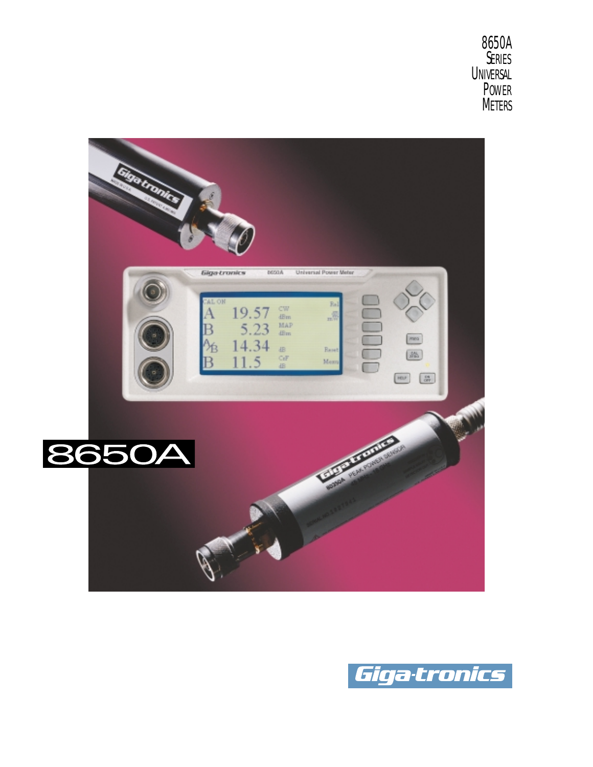# 8650A Series Universal Power Meters

8650A

Giga-tronics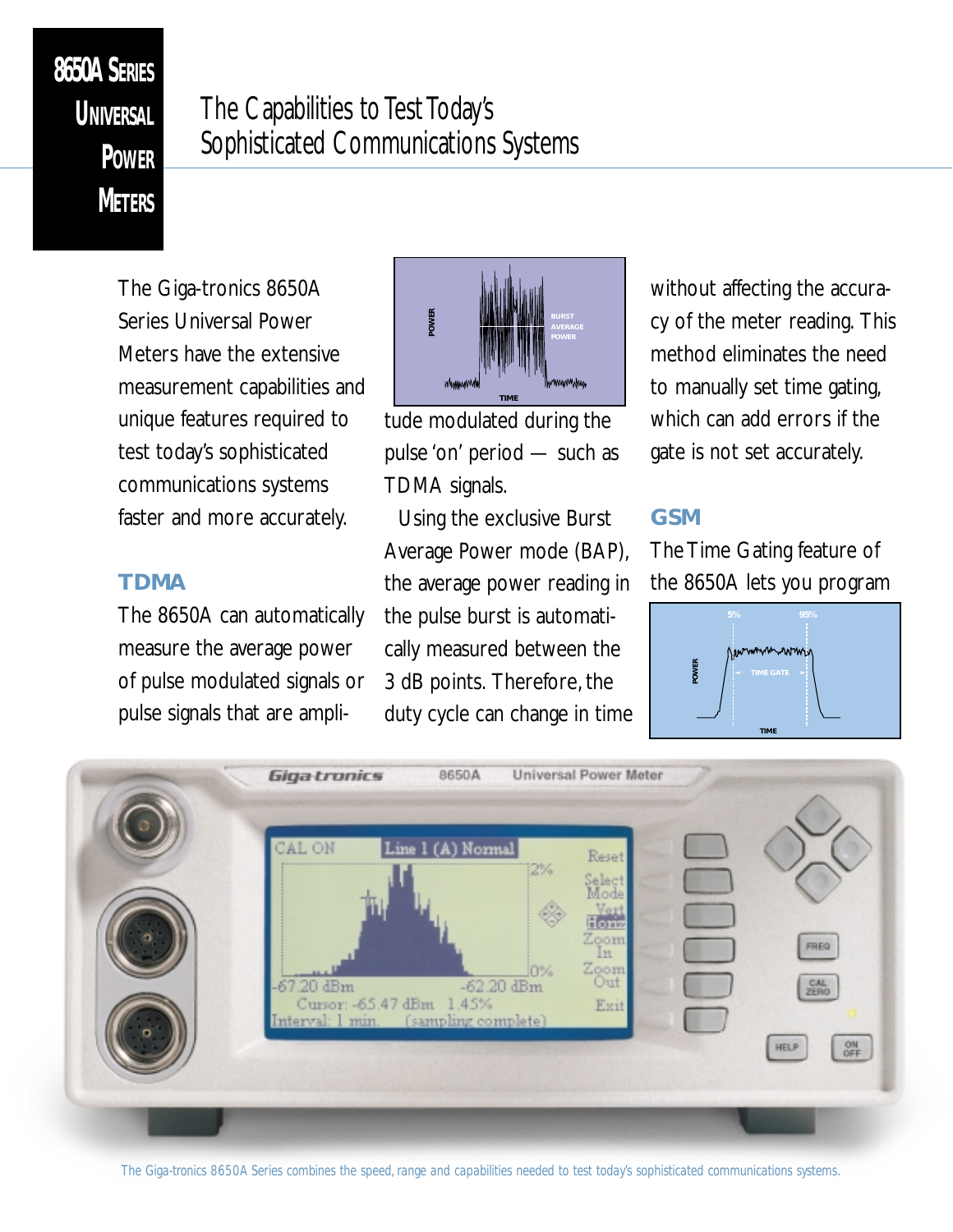# 8650A Series Universal Power Meters

## The Capabilities to Test Today's Sophisticated Communications Systems

The Giga-tronics 8650A Series Universal Power Meters have the extensive measurement capabilities and unique features required to test today's sophisticated communications systems faster and more accurately.

### TDMA

The 8650A can automatically measure the average power of pulse modulated signals or pulse signals that are amplitude modulated during the pulse 'on' period — such as TDMA signals.

Using the exclusive Burst Average Power mode (BAP), the average power reading in the pulse burst is automatically measured between the 3 dB points. Therefore, the duty cycle can change in time without affecting the accuracy of the meter reading. This method eliminates the need to manually set time gating, which can add errors if the gate is not set accurately.

### GSM

The Time Gating feature of the 8650A lets you program

The Giga-tronics 8650A Series combines the speed, range and capabilities needed to test today's sophisticated communications systems.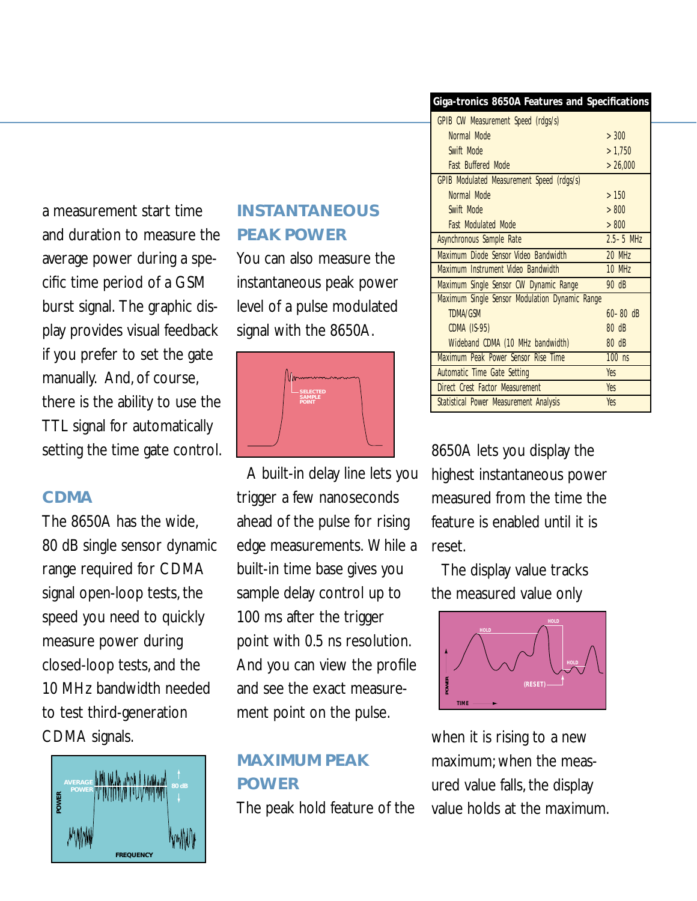a measurement start time and duration to measure the average power during a specific time period of a GSM burst signal. The graphic display provides visual feedback if you prefer to set the gate manually. And, of course, there is the ability to use the TTL signal for automatically setting the time gate control.

## CDMA

The 8650A has the wide, 80 dB single sensor dynamic range required for CDMA signal open-loop tests, the speed you need to quickly measure power during closed-loop tests, and the 10 MHz bandwidth needed to test third-generation CDMA signals.

## INSTANTANEOUS PEAK POWER

You can also measure the instantaneous peak power level of a pulse modulated signal with the 8650A.

A built-in delay line lets you trigger a few nanoseconds ahead of the pulse for rising edge measurements. While a built-in time base gives you sample delay control up to 100 ms after the trigger point with 0.5 ns resolution. And you can view the profile and see the exact measurement point on the pulse.

## MAXIMUM PEAK POWER

The peak hold feature of the 8650A lets you display the highest instantaneous power measured from the time the feature is enabled until it is reset.

The display value tracks the measured value only when it is rising to a new maximum; when the measured value falls, the display value holds at the maximum.

| Giga-tronics 8650A Features and Specifications | |
|---|---|
| GPIB CW Measurement Speed (rdgs/s) | |
| Normal Mode | > 300 |
| Swift Mode | > 1,750 |
| Fast Buffered Mode | > 26,000 |
| GPIB Modulated Measurement Speed (rdgs/s) | |
| Normal Mode | > 150 |
| Swift Mode | > 800 |
| Fast Modulated Mode | > 800 |
| Asynchronous Sample Rate | 2.5–5 MHz |
| Maximum Diode Sensor Video Bandwidth | 20 MHz |
| Maximum Instrument Video Bandwidth | 10 MHz |
| Maximum Single Sensor CW Dynamic Range | 90 dB |
| Maximum Single Sensor Modulation Dynamic Range | |
| TDMA/GSM | 60–80 dB |
| CDMA (IS-95) | 80 dB |
| Wideband CDMA (10 MHz bandwidth) | 80 dB |
| Maximum Peak Power Sensor Rise Time | 100 ns |
| Automatic Time Gate Setting | Yes |
| Direct Crest Factor Measurement | Yes |
| Statistical Power Measurement Analysis | Yes |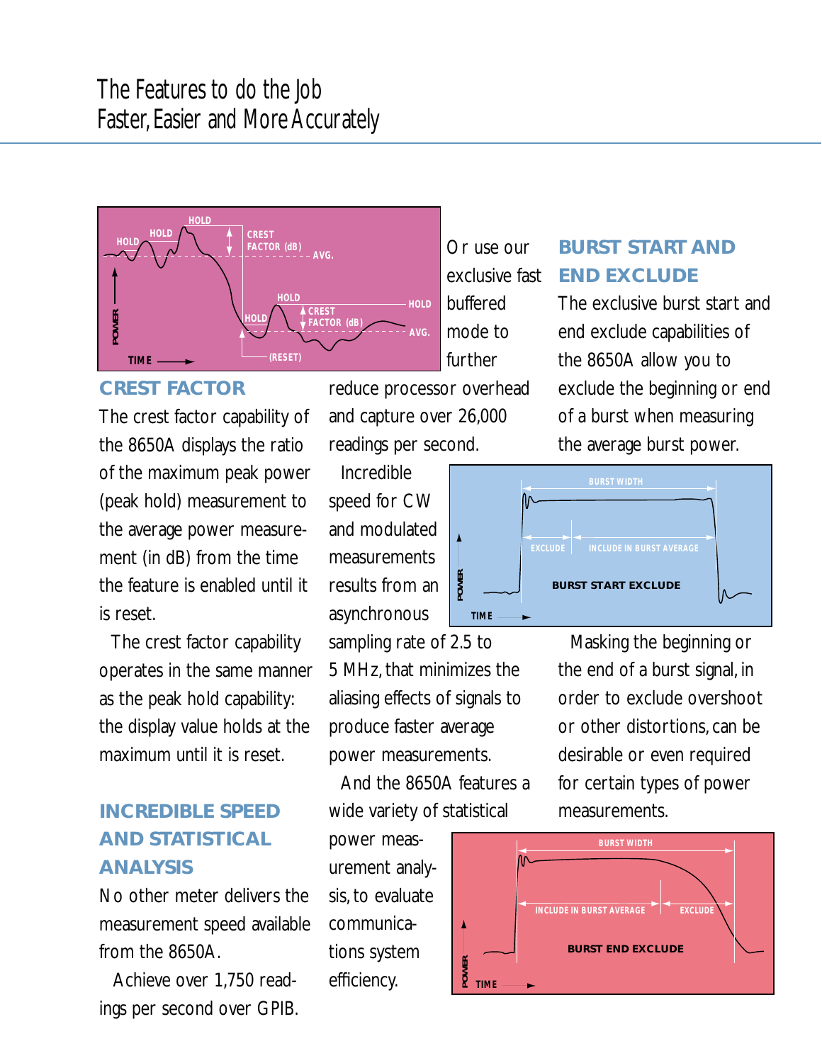# The Features to do the Job Faster, Easier and More Accurately

## CREST FACTOR

The crest factor capability of the 8650A displays the ratio of the maximum peak power (peak hold) measurement to the average power measurement (in dB) from the time the feature is enabled until it is reset.

The crest factor capability operates in the same manner as the peak hold capability: the display value holds at the maximum until it is reset.

## INCREDIBLE SPEED AND STATISTICAL ANALYSIS

No other meter delivers the measurement speed available from the 8650A.

Achieve over 1,750 readings per second over GPIB.

Or use our exclusive fast buffered mode to further reduce processor overhead and capture over 26,000 readings per second.

Incredible speed for CW and modulated measurements results from an asynchronous sampling rate of 2.5 to 5 MHz, that minimizes the aliasing effects of signals to produce faster average power measurements.

And the 8650A features a wide variety of statistical power measurement analysis, to evaluate communications system efficiency.

## BURST START AND END EXCLUDE

The exclusive burst start and end exclude capabilities of the 8650A allow you to exclude the beginning or end of a burst when measuring the average burst power.

Masking the beginning or the end of a burst signal, in order to exclude overshoot or other distortions, can be desirable or even required for certain types of power measurements.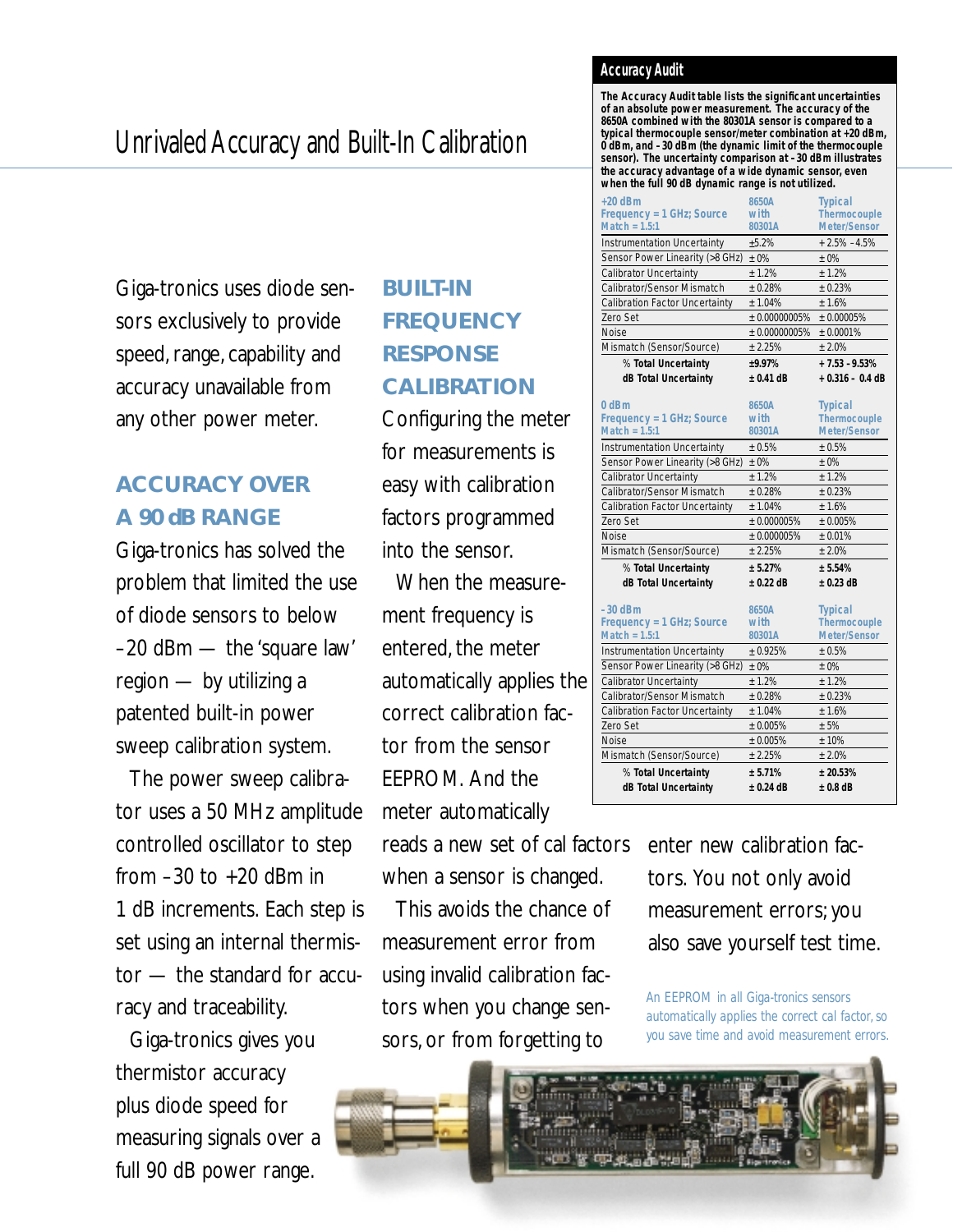# Unrivaled Accuracy and Built-In Calibration

Giga-tronics uses diode sensors exclusively to provide speed, range, capability and accuracy unavailable from any other power meter.

## ACCURACY OVER A 90 dB RANGE

Giga-tronics has solved the problem that limited the use of diode sensors to below –20 dBm — the 'square law' region — by utilizing a patented built-in power sweep calibration system.

The power sweep calibrator uses a 50 MHz amplitude controlled oscillator to step from –30 to +20 dBm in 1 dB increments. Each step is set using an internal thermistor — the standard for accuracy and traceability.

Giga-tronics gives you thermistor accuracy plus diode speed for measuring signals over a full 90 dB power range.

## BUILT-IN FREQUENCY RESPONSE CALIBRATION

Configuring the meter for measurements is easy with calibration factors programmed into the sensor.

When the measurement frequency is entered, the meter automatically applies the correct calibration factor from the sensor EEPROM. And the meter automatically reads a new set of cal factors when a sensor is changed.

This avoids the chance of measurement error from using invalid calibration factors when you change sensors, or from forgetting to enter new calibration factors. You not only avoid measurement errors; you also save yourself test time.

## Accuracy Audit

**The Accuracy Audit table lists the significant uncertainties of an absolute power measurement. The accuracy of the 8650A combined with the 80301A sensor is compared to a typical thermocouple sensor/meter combination at +20 dBm, 0 dBm, and –30 dBm (the dynamic limit of the thermocouple sensor). The uncertainty comparison at –30 dBm illustrates the accuracy advantage of a wide dynamic sensor, even when the full 90 dB dynamic range is not utilized.**

| +20 dBm Frequency = 1 GHz; Source Match = 1.5:1 | 8650A with 80301A | Typical Thermocouple Meter/Sensor |
|---|---|---|
| Instrumentation Uncertainty | ±5.2% | + 2.5% – 4.5% |
| Sensor Power Linearity (>8 GHz) | ± 0% | ± 0% |
| Calibrator Uncertainty | ± 1.2% | ± 1.2% |
| Calibrator/Sensor Mismatch | ± 0.28% | ± 0.23% |
| Calibration Factor Uncertainty | ± 1.04% | ± 1.6% |
| Zero Set | ± 0.00000005% | ± 0.00005% |
| Noise | ± 0.00000005% | ± 0.0001% |
| Mismatch (Sensor/Source) | ± 2.25% | ± 2.0% |
| **% Total Uncertainty** | **±9.97%** | **+ 7.53 – 9.53%** |
| **dB Total Uncertainty** | **± 0.41 dB** | **+ 0.316 – 0.4 dB** |

| 0 dBm Frequency = 1 GHz; Source Match = 1.5:1 | 8650A with 80301A | Typical Thermocouple Meter/Sensor |
|---|---|---|
| Instrumentation Uncertainty | ± 0.5% | ± 0.5% |
| Sensor Power Linearity (>8 GHz) | ± 0% | ± 0% |
| Calibrator Uncertainty | ± 1.2% | ± 1.2% |
| Calibrator/Sensor Mismatch | ± 0.28% | ± 0.23% |
| Calibration Factor Uncertainty | ± 1.04% | ± 1.6% |
| Zero Set | ± 0.000005% | ± 0.005% |
| Noise | ± 0.000005% | ± 0.01% |
| Mismatch (Sensor/Source) | ± 2.25% | ± 2.0% |
| **% Total Uncertainty** | **± 5.27%** | **± 5.54%** |
| **dB Total Uncertainty** | **± 0.22 dB** | **± 0.23 dB** |

| –30 dBm Frequency = 1 GHz; Source Match = 1.5:1 | 8650A with 80301A | Typical Thermocouple Meter/Sensor |
|---|---|---|
| Instrumentation Uncertainty | ± 0.925% | ± 0.5% |
| Sensor Power Linearity (>8 GHz) | ± 0% | ± 0% |
| Calibrator Uncertainty | ± 1.2% | ± 1.2% |
| Calibrator/Sensor Mismatch | ± 0.28% | ± 0.23% |
| Calibration Factor Uncertainty | ± 1.04% | ± 1.6% |
| Zero Set | ± 0.005% | ± 5% |
| Noise | ± 0.005% | ± 10% |
| Mismatch (Sensor/Source) | ± 2.25% | ± 2.0% |
| **% Total Uncertainty** | **± 5.71%** | **± 20.53%** |
| **dB Total Uncertainty** | **± 0.24 dB** | **± 0.8 dB** |

An EEPROM in all Giga-tronics sensors automatically applies the correct cal factor, so you save time and avoid measurement errors.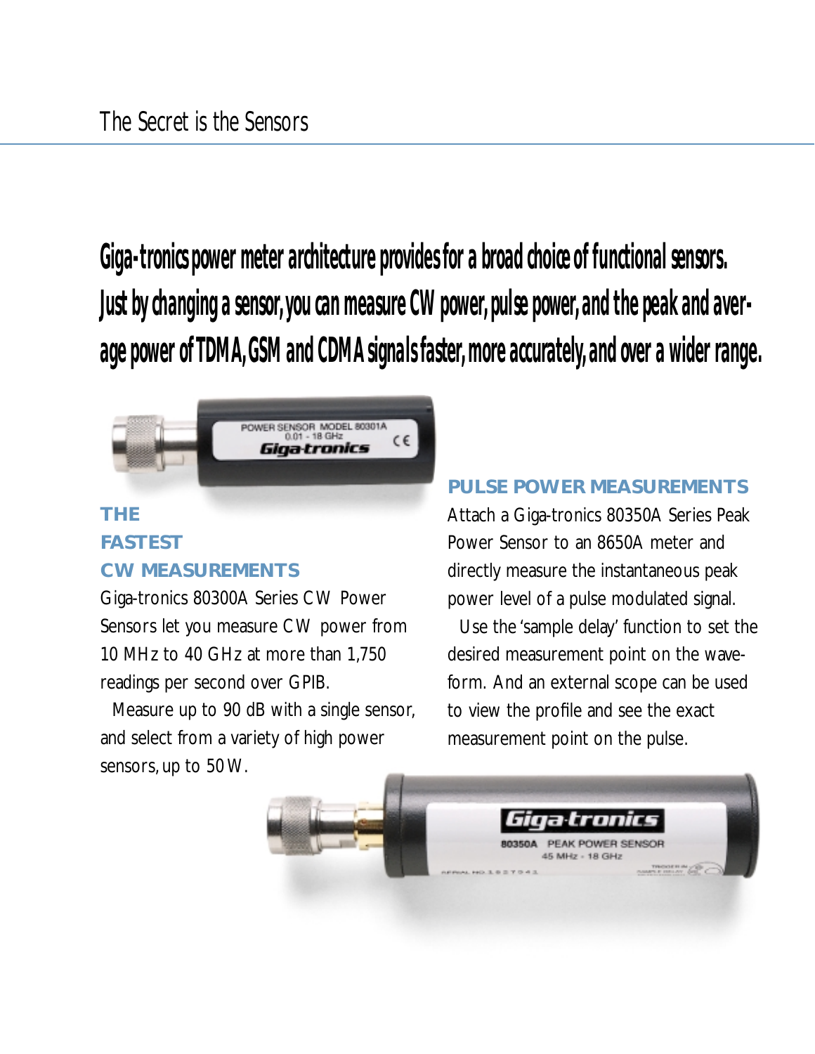## The Secret is the Sensors

**Giga-tronics power meter architecture provides for a broad choice of functional sensors. Just by changing a sensor, you can measure CW power, pulse power, and the peak and average power of TDMA, GSM and CDMA signals faster, more accurately, and over a wider range.**

### THE FASTEST CW MEASUREMENTS

Giga-tronics 80300A Series CW Power Sensors let you measure CW power from 10 MHz to 40 GHz at more than 1,750 readings per second over GPIB.

Measure up to 90 dB with a single sensor, and select from a variety of high power sensors, up to 50W.

### PULSE POWER MEASUREMENTS

Attach a Giga-tronics 80350A Series Peak Power Sensor to an 8650A meter and directly measure the instantaneous peak power level of a pulse modulated signal.

Use the 'sample delay' function to set the desired measurement point on the waveform. And an external scope can be used to view the profile and see the exact measurement point on the pulse.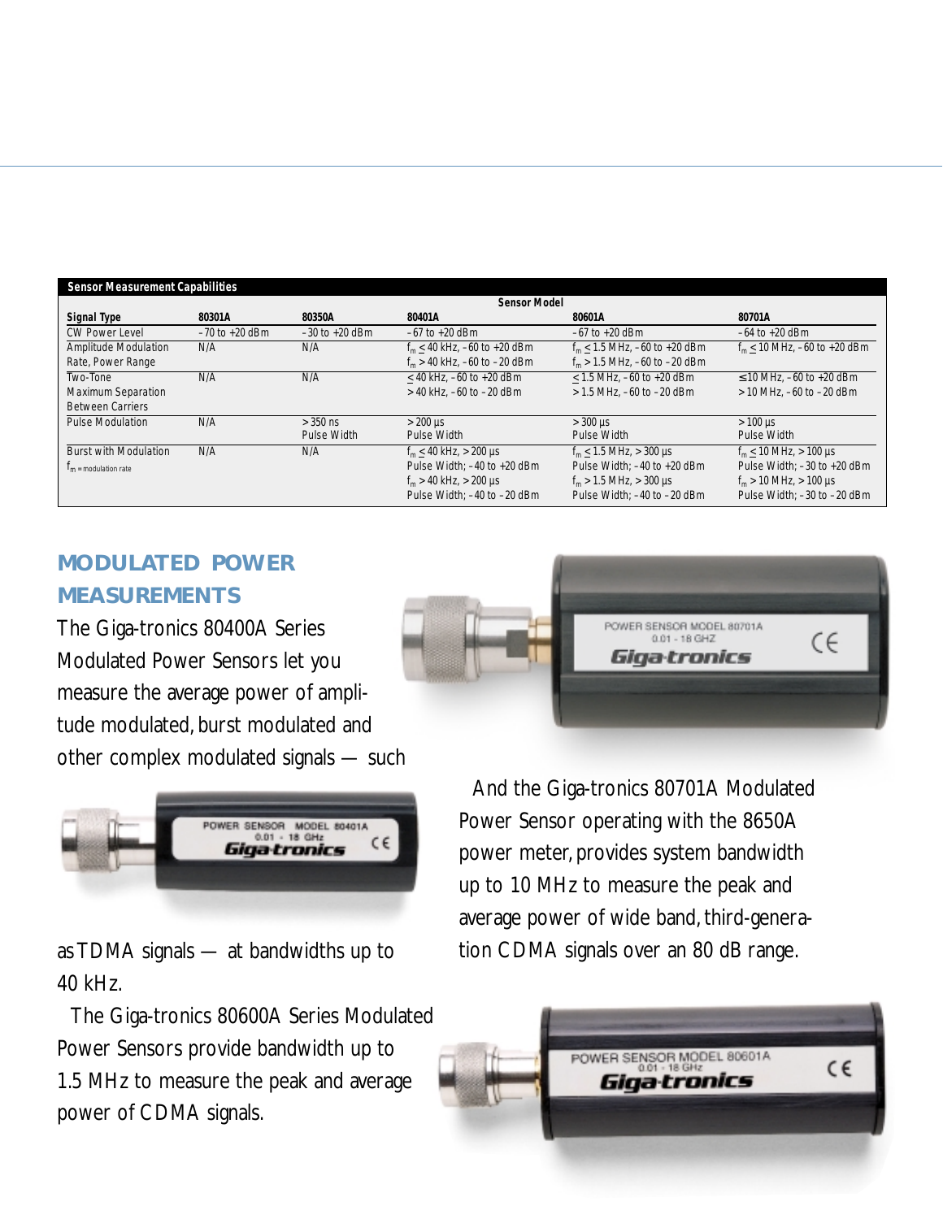| Sensor Measurement Capabilities | | | | | |
|---|---|---|---|---|---|
| | Sensor Model | | | | |
| **Signal Type** | **80301A** | **80350A** | **80401A** | **80601A** | **80701A** |
| CW Power Level | –70 to +20 dBm | –30 to +20 dBm | –67 to +20 dBm | –67 to +20 dBm | –64 to +20 dBm |
| Amplitude Modulation Rate, Power Range | N/A | N/A | $f_m \leq$ 40 kHz, –60 to +20 dBm<br>$f_m$ > 40 kHz, –60 to –20 dBm | $f_m \leq$ 1.5 MHz, –60 to +20 dBm<br>$f_m$ > 1.5 MHz, –60 to –20 dBm | $f_m \leq$ 10 MHz, –60 to +20 dBm |
| Two-Tone Maximum Separation Between Carriers | N/A | N/A | ≤ 40 kHz, –60 to +20 dBm<br>> 40 kHz, –60 to –20 dBm | ≤ 1.5 MHz, –60 to +20 dBm<br>> 1.5 MHz, –60 to –20 dBm | ≤ 10 MHz, –60 to +20 dBm<br>> 10 MHz, –60 to –20 dBm |
| Pulse Modulation | N/A | > 350 ns Pulse Width | > 200 µs Pulse Width | > 300 µs Pulse Width | > 100 µs Pulse Width |
| Burst with Modulation<br>$f_m$ = modulation rate | N/A | N/A | $f_m \leq$ 40 kHz, > 200 µs Pulse Width; –40 to +20 dBm<br>$f_m$ > 40 kHz, > 200 µs Pulse Width; –40 to –20 dBm | $f_m \leq$ 1.5 MHz, > 300 µs Pulse Width; –40 to +20 dBm<br>$f_m$ > 1.5 MHz, > 300 µs Pulse Width; –40 to –20 dBm | $f_m \leq$ 10 MHz, > 100 µs Pulse Width; –30 to +20 dBm<br>$f_m$ > 10 MHz, > 100 µs Pulse Width; –30 to –20 dBm |

## MODULATED POWER MEASUREMENTS

The Giga-tronics 80400A Series Modulated Power Sensors let you measure the average power of amplitude modulated, burst modulated and other complex modulated signals — such as TDMA signals — at bandwidths up to 40 kHz.

The Giga-tronics 80600A Series Modulated Power Sensors provide bandwidth up to 1.5 MHz to measure the peak and average power of CDMA signals.

And the Giga-tronics 80701A Modulated Power Sensor operating with the 8650A power meter, provides system bandwidth up to 10 MHz to measure the peak and average power of wide band, third-generation CDMA signals over an 80 dB range.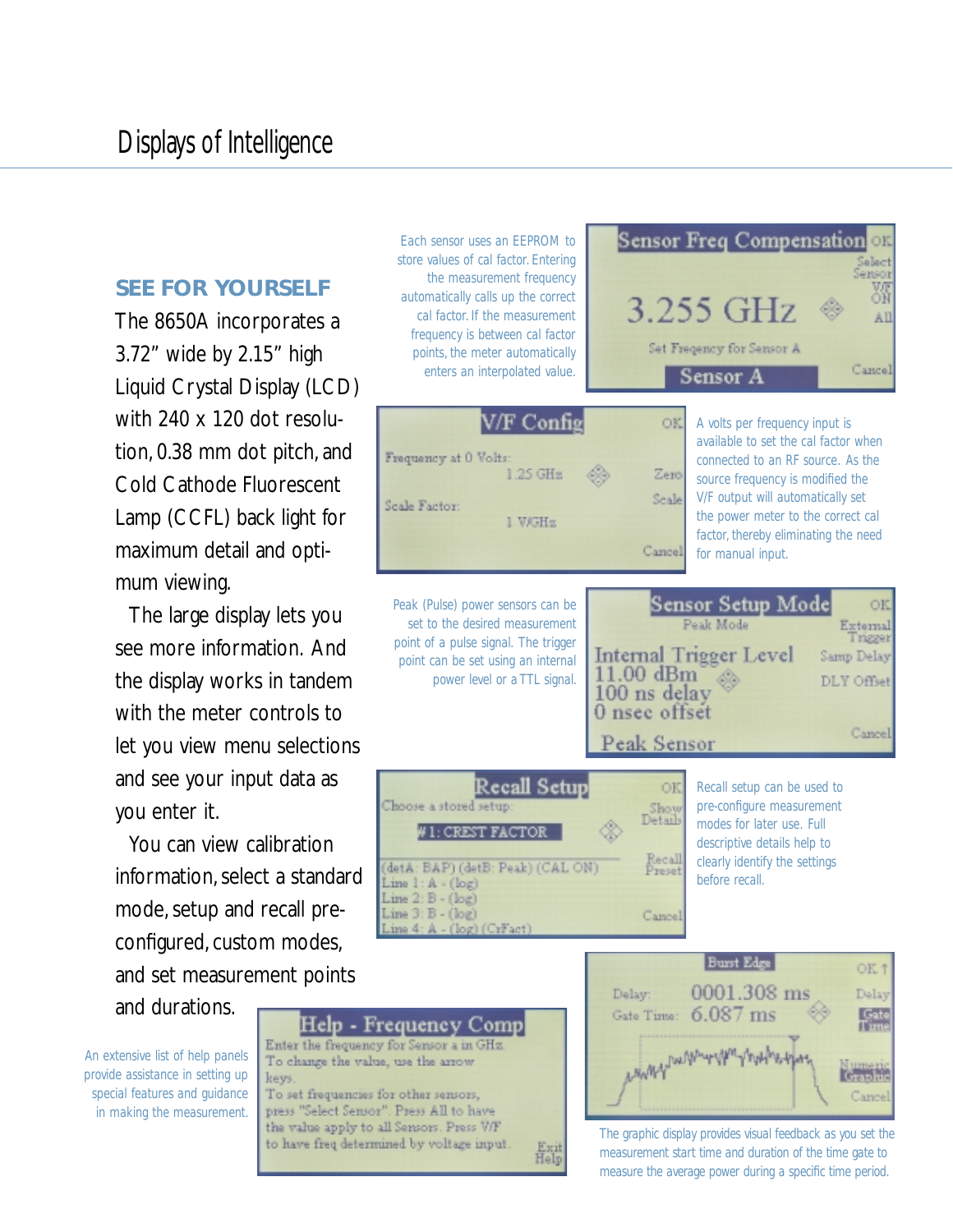# Displays of Intelligence

## SEE FOR YOURSELF

The 8650A incorporates a 3.72" wide by 2.15" high Liquid Crystal Display (LCD) with 240 x 120 dot resolution, 0.38 mm dot pitch, and Cold Cathode Fluorescent Lamp (CCFL) back light for maximum detail and optimum viewing.

The large display lets you see more information. And the display works in tandem with the meter controls to let you view menu selections and see your input data as you enter it.

You can view calibration information, select a standard mode, setup and recall pre-configured, custom modes, and set measurement points and durations.

Each sensor uses an EEPROM to store values of cal factor. Entering the measurement frequency automatically calls up the correct cal factor. If the measurement frequency is between cal factor points, the meter automatically enters an interpolated value.

A volts per frequency input is available to set the cal factor when connected to an RF source. As the source frequency is modified the V/F output will automatically set the power meter to the correct cal factor, thereby eliminating the need for manual input.

Peak (Pulse) power sensors can be set to the desired measurement point of a pulse signal. The trigger point can be set using an internal power level or a TTL signal.

Recall setup can be used to pre-configure measurement modes for later use. Full descriptive details help to clearly identify the settings before recall.

An extensive list of help panels provide assistance in setting up special features and guidance in making the measurement.

The graphic display provides visual feedback as you set the measurement start time and duration of the time gate to measure the average power during a specific time period.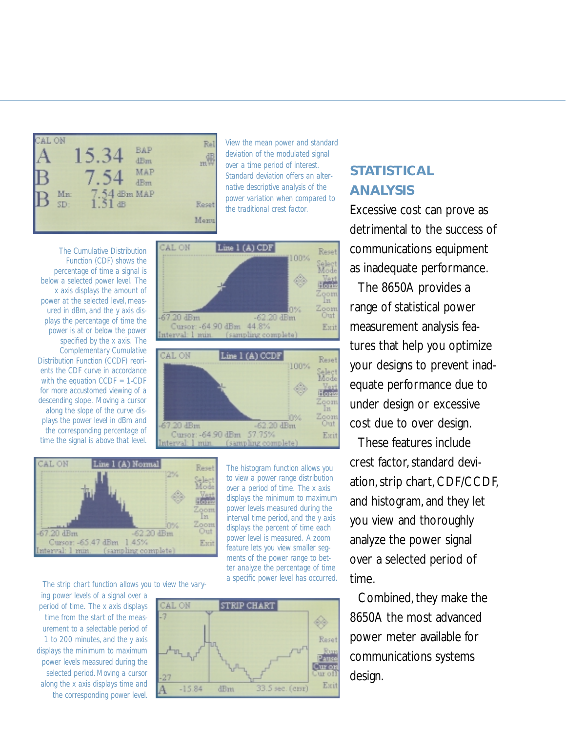## STATISTICAL ANALYSIS

Excessive cost can prove as detrimental to the success of communications equipment as inadequate performance.

The 8650A provides a range of statistical power measurement analysis features that help you optimize your designs to prevent inadequate performance due to under design or excessive cost due to over design.

These features include crest factor, standard deviation, strip chart, CDF/CCDF, and histogram, and they let you view and thoroughly analyze the power signal over a selected period of time.

Combined, they make the 8650A the most advanced power meter available for communications systems design.

View the mean power and standard deviation of the modulated signal over a time period of interest. Standard deviation offers an alternative descriptive analysis of the power variation when compared to the traditional crest factor.

The Cumulative Distribution Function (CDF) shows the percentage of time a signal is below a selected power level. The x axis displays the amount of power at the selected level, measured in dBm, and the y axis displays the percentage of time the power is at or below the power specified by the x axis. The Complementary Cumulative Distribution Function (CCDF) reorients the CDF curve in accordance with the equation CCDF = 1-CDF for more accustomed viewing of a descending slope. Moving a cursor along the slope of the curve displays the power level in dBm and the corresponding percentage of time the signal is above that level.

The histogram function allows you to view a power range distribution over a period of time. The x axis displays the minimum to maximum power levels measured during the interval time period, and the y axis displays the percent of time each power level is measured. A zoom feature lets you view smaller segments of the power range to better analyze the percentage of time a specific power level has occurred.

The strip chart function allows you to view the varying power levels of a signal over a period of time. The x axis displays time from the start of the measurement to a selectable period of 1 to 200 minutes, and the y axis displays the minimum to maximum power levels measured during the selected period. Moving a cursor along the x axis displays time and the corresponding power level.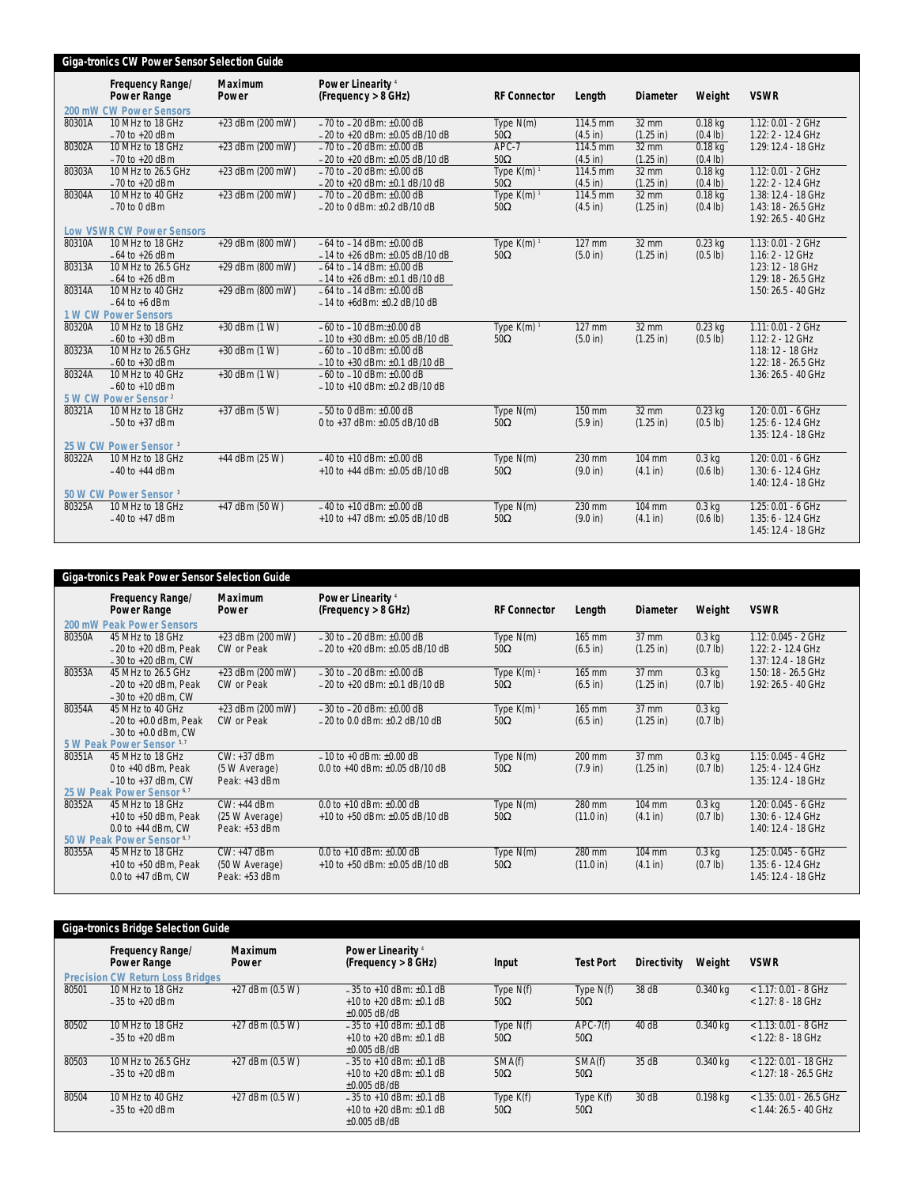## Giga-tronics CW Power Sensor Selection Guide

| Model | Frequency Range/ Power Range | Maximum Power | Power Linearity [4] (Frequency > 8 GHz) | RF Connector | Length | Diameter | Weight | VSWR |
|---|---|---|---|---|---|---|---|---|
| **200 mW CW Power Sensors** | | | | | | | | |
| 80301A | 10 MHz to 18 GHz –70 to +20 dBm | +23 dBm (200 mW) | –70 to –20 dBm: ±0.00 dB –20 to +20 dBm: ±0.05 dB/10 dB | Type N(m) 50Ω | 114.5 mm (4.5 in) | 32 mm (1.25 in) | 0.18 kg (0.4 lb) | 1.12: 0.01 - 2 GHz 1.22: 2 - 12.4 GHz |
| 80302A | 10 MHz to 18 GHz –70 to +20 dBm | +23 dBm (200 mW) | –70 to –20 dBm: ±0.00 dB –20 to +20 dBm: ±0.05 dB/10 dB | APC-7 50Ω | 114.5 mm (4.5 in) | 32 mm (1.25 in) | 0.18 kg (0.4 lb) | 1.29: 12.4 - 18 GHz |
| 80303A | 10 MHz to 26.5 GHz –70 to +20 dBm | +23 dBm (200 mW) | –70 to –20 dBm: ±0.00 dB –20 to +20 dBm: ±0.1 dB/10 dB | Type K(m) [1] 50Ω | 114.5 mm (4.5 in) | 32 mm (1.25 in) | 0.18 kg (0.4 lb) | 1.12: 0.01 - 2 GHz 1.22: 2 - 12.4 GHz |
| 80304A | 10 MHz to 40 GHz –70 to 0 dBm | +23 dBm (200 mW) | –70 to –20 dBm: ±0.00 dB –20 to 0 dBm: ±0.2 dB/10 dB | Type K(m) [1] 50Ω | 114.5 mm (4.5 in) | 32 mm (1.25 in) | 0.18 kg (0.4 lb) | 1.38: 12.4 - 18 GHz 1.43: 18 - 26.5 GHz 1.92: 26.5 - 40 GHz |
| **Low VSWR CW Power Sensors** | | | | | | | | |
| 80310A | 10 MHz to 18 GHz –64 to +26 dBm | +29 dBm (800 mW) | –64 to –14 dBm: ±0.00 dB –14 to +26 dBm: ±0.05 dB/10 dB | Type K(m) [1] 50Ω | 127 mm (5.0 in) | 32 mm (1.25 in) | 0.23 kg (0.5 lb) | 1.13: 0.01 - 2 GHz 1.16: 2 - 12 GHz |
| 80313A | 10 MHz to 26.5 GHz –64 to +26 dBm | +29 dBm (800 mW) | –64 to –14 dBm: ±0.00 dB –14 to +26 dBm: ±0.1 dB/10 dB | | | | | 1.23: 12 - 18 GHz 1.29: 18 - 26.5 GHz |
| 80314A | 10 MHz to 40 GHz –64 to +6 dBm | +29 dBm (800 mW) | –64 to –14 dBm: ±0.00 dB –14 to +6dBm: ±0.2 dB/10 dB | | | | | 1.50: 26.5 - 40 GHz |
| **1 W CW Power Sensors** | | | | | | | | |
| 80320A | 10 MHz to 18 GHz –60 to +30 dBm | +30 dBm (1 W) | –60 to –10 dBm:±0.00 dB –10 to +30 dBm: ±0.05 dB/10 dB | Type K(m) [1] 50Ω | 127 mm (5.0 in) | 32 mm (1.25 in) | 0.23 kg (0.5 lb) | 1.11: 0.01 - 2 GHz 1.12: 2 - 12 GHz |
| 80323A | 10 MHz to 26.5 GHz –60 to +30 dBm | +30 dBm (1 W) | –60 to –10 dBm: ±0.00 dB –10 to +30 dBm: ±0.1 dB/10 dB | | | | | 1.18: 12 - 18 GHz 1.22: 18 - 26.5 GHz |
| 80324A | 10 MHz to 40 GHz –60 to +10 dBm | +30 dBm (1 W) | –60 to –10 dBm: ±0.00 dB –10 to +10 dBm: ±0.2 dB/10 dB | | | | | 1.36: 26.5 - 40 GHz |
| **5 W CW Power Sensor [2]** | | | | | | | | |
| 80321A | 10 MHz to 18 GHz –50 to +37 dBm | +37 dBm (5 W) | –50 to 0 dBm: ±0.00 dB 0 to +37 dBm: ±0.05 dB/10 dB | Type N(m) 50Ω | 150 mm (5.9 in) | 32 mm (1.25 in) | 0.23 kg (0.5 lb) | 1.20: 0.01 - 6 GHz 1.25: 6 - 12.4 GHz 1.35: 12.4 - 18 GHz |
| **25 W CW Power Sensor [3]** | | | | | | | | |
| 80322A | 10 MHz to 18 GHz –40 to +44 dBm | +44 dBm (25 W) | –40 to +10 dBm: ±0.00 dB +10 to +44 dBm: ±0.05 dB/10 dB | Type N(m) 50Ω | 230 mm (9.0 in) | 104 mm (4.1 in) | 0.3 kg (0.6 lb) | 1.20: 0.01 - 6 GHz 1.30: 6 - 12.4 GHz 1.40: 12.4 - 18 GHz |
| **50 W CW Power Sensor [3]** | | | | | | | | |
| 80325A | 10 MHz to 18 GHz –40 to +47 dBm | +47 dBm (50 W) | –40 to +10 dBm: ±0.00 dB +10 to +47 dBm: ±0.05 dB/10 dB | Type N(m) 50Ω | 230 mm (9.0 in) | 104 mm (4.1 in) | 0.3 kg (0.6 lb) | 1.25: 0.01 - 6 GHz 1.35: 6 - 12.4 GHz 1.45: 12.4 - 18 GHz |

## Giga-tronics Peak Power Sensor Selection Guide

| Model | Frequency Range/ Power Range | Maximum Power | Power Linearity [4] (Frequency > 8 GHz) | RF Connector | Length | Diameter | Weight | VSWR |
|---|---|---|---|---|---|---|---|---|
| **200 mW Peak Power Sensors** | | | | | | | | |
| 80350A | 45 MHz to 18 GHz –20 to +20 dBm, Peak –30 to +20 dBm, CW | +23 dBm (200 mW) CW or Peak | –30 to –20 dBm: ±0.00 dB –20 to +20 dBm: ±0.05 dB/10 dB | Type N(m) 50Ω | 165 mm (6.5 in) | 37 mm (1.25 in) | 0.3 kg (0.7 lb) | 1.12: 0.045 - 2 GHz 1.22: 2 - 12.4 GHz 1.37: 12.4 - 18 GHz |
| 80353A | 45 MHz to 26.5 GHz –20 to +20 dBm, Peak –30 to +20 dBm, CW | +23 dBm (200 mW) CW or Peak | –30 to –20 dBm: ±0.00 dB –20 to +20 dBm: ±0.1 dB/10 dB | Type K(m) [1] 50Ω | 165 mm (6.5 in) | 37 mm (1.25 in) | 0.3 kg (0.7 lb) | 1.50: 18 - 26.5 GHz 1.92: 26.5 - 40 GHz |
| 80354A | 45 MHz to 40 GHz –20 to +0.0 dBm, Peak –30 to +0.0 dBm, CW | +23 dBm (200 mW) CW or Peak | –30 to –20 dBm: ±0.00 dB –20 to 0.0 dBm: ±0.2 dB/10 dB | Type K(m) [1] 50Ω | 165 mm (6.5 in) | 37 mm (1.25 in) | 0.3 kg (0.7 lb) | |
| **5 W Peak Power Sensor [5,7]** | | | | | | | | |
| 80351A | 45 MHz to 18 GHz 0 to +40 dBm, Peak –10 to +37 dBm, CW | CW: +37 dBm (5 W Average) Peak: +43 dBm | –10 to +0 dBm: ±0.00 dB 0.0 to +40 dBm: ±0.05 dB/10 dB | Type N(m) 50Ω | 200 mm (7.9 in) | 37 mm (1.25 in) | 0.3 kg (0.7 lb) | 1.15: 0.045 - 4 GHz 1.25: 4 - 12.4 GHz 1.35: 12.4 - 18 GHz |
| **25 W Peak Power Sensor [6,7]** | | | | | | | | |
| 80352A | 45 MHz to 18 GHz +10 to +50 dBm, Peak 0.0 to +44 dBm, CW | CW: +44 dBm (25 W Average) Peak: +53 dBm | 0.0 to +10 dBm: ±0.00 dB +10 to +50 dBm: ±0.05 dB/10 dB | Type N(m) 50Ω | 280 mm (11.0 in) | 104 mm (4.1 in) | 0.3 kg (0.7 lb) | 1.20: 0.045 - 6 GHz 1.30: 6 - 12.4 GHz 1.40: 12.4 - 18 GHz |
| **50 W Peak Power Sensor [6,7]** | | | | | | | | |
| 80355A | 45 MHz to 18 GHz +10 to +50 dBm, Peak 0.0 to +47 dBm, CW | CW: +47 dBm (50 W Average) Peak: +53 dBm | 0.0 to +10 dBm: ±0.00 dB +10 to +50 dBm: ±0.05 dB/10 dB | Type N(m) 50Ω | 280 mm (11.0 in) | 104 mm (4.1 in) | 0.3 kg (0.7 lb) | 1.25: 0.045 - 6 GHz 1.35: 6 - 12.4 GHz 1.45: 12.4 - 18 GHz |

## Giga-tronics Bridge Selection Guide

| Model | Frequency Range/ Power Range | Maximum Power | Power Linearity [4] (Frequency > 8 GHz) | Input | Test Port | Directivity | Weight | VSWR |
|---|---|---|---|---|---|---|---|---|
| **Precision CW Return Loss Bridges** | | | | | | | | |
| 80501 | 10 MHz to 18 GHz –35 to +20 dBm | +27 dBm (0.5 W) | –35 to +10 dBm: ±0.1 dB +10 to +20 dBm: ±0.1 dB ±0.005 dB/dB | Type N(f) 50Ω | Type N(f) 50Ω | 38 dB | 0.340 kg | < 1.17: 0.01 - 8 GHz < 1.27: 8 - 18 GHz |
| 80502 | 10 MHz to 18 GHz –35 to +20 dBm | +27 dBm (0.5 W) | –35 to +10 dBm: ±0.1 dB +10 to +20 dBm: ±0.1 dB ±0.005 dB/dB | Type N(f) 50Ω | APC-7(f) 50Ω | 40 dB | 0.340 kg | < 1.13: 0.01 - 8 GHz < 1.22: 8 - 18 GHz |
| 80503 | 10 MHz to 26.5 GHz –35 to +20 dBm | +27 dBm (0.5 W) | –35 to +10 dBm: ±0.1 dB +10 to +20 dBm: ±0.1 dB ±0.005 dB/dB | SMA(f) 50Ω | SMA(f) 50Ω | 35 dB | 0.340 kg | < 1.22: 0.01 - 18 GHz < 1.27: 18 - 26.5 GHz |
| 80504 | 10 MHz to 40 GHz –35 to +20 dBm | +27 dBm (0.5 W) | –35 to +10 dBm: ±0.1 dB +10 to +20 dBm: ±0.1 dB ±0.005 dB/dB | Type K(f) 50Ω | Type K(f) 50Ω | 30 dB | 0.198 kg | < 1.35: 0.01 - 26.5 GHz < 1.44: 26.5 - 40 GHz |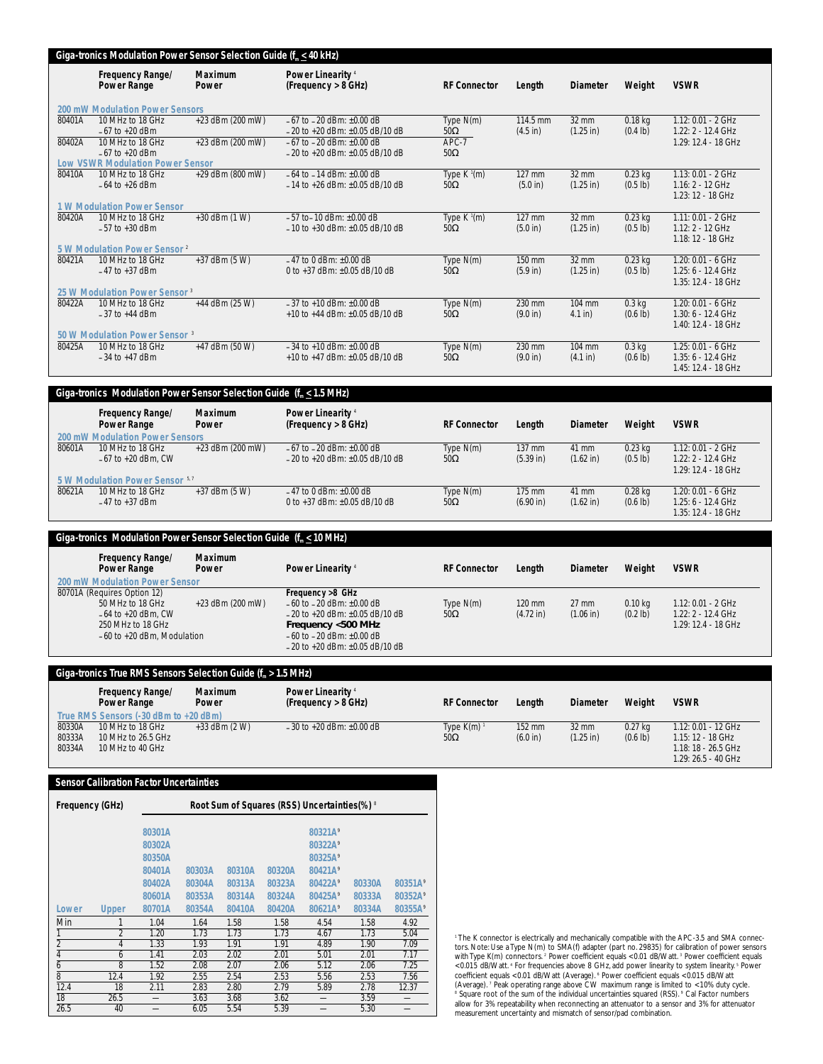## Giga-tronics Modulation Power Sensor Selection Guide ($f_m \leq 40$ kHz)

| | Frequency Range/ Power Range | Maximum Power | Power Linearity [4] (Frequency > 8 GHz) | RF Connector | Length | Diameter | Weight | VSWR |
|---|---|---|---|---|---|---|---|---|
| **200 mW Modulation Power Sensors** | | | | | | | | |
| 80401A | 10 MHz to 18 GHz<br>–67 to +20 dBm | +23 dBm (200 mW) | –67 to –20 dBm: ±0.00 dB<br>–20 to +20 dBm: ±0.05 dB/10 dB | Type N(m)<br>50Ω | 114.5 mm<br>(4.5 in) | 32 mm<br>(1.25 in) | 0.18 kg<br>(0.4 lb) | 1.12: 0.01 - 2 GHz<br>1.22: 2 - 12.4 GHz<br>1.29: 12.4 - 18 GHz |
| 80402A | 10 MHz to 18 GHz<br>–67 to +20 dBm | +23 dBm (200 mW) | –67 to –20 dBm: ±0.00 dB<br>–20 to +20 dBm: ±0.05 dB/10 dB | APC-7<br>50Ω | | | | |
| **Low VSWR Modulation Power Sensor** | | | | | | | | |
| 80410A | 10 MHz to 18 GHz<br>–64 to +26 dBm | +29 dBm (800 mW) | –64 to –14 dBm: ±0.00 dB<br>–14 to +26 dBm: ±0.05 dB/10 dB | Type K [1](m)<br>50Ω | 127 mm<br>(5.0 in) | 32 mm<br>(1.25 in) | 0.23 kg<br>(0.5 lb) | 1.13: 0.01 - 2 GHz<br>1.16: 2 - 12 GHz<br>1.23: 12 - 18 GHz |
| **1 W Modulation Power Sensor** | | | | | | | | |
| 80420A | 10 MHz to 18 GHz<br>–57 to +30 dBm | +30 dBm (1 W) | –57 to –10 dBm: ±0.00 dB<br>–10 to +30 dBm: ±0.05 dB/10 dB | Type K [1](m)<br>50Ω | 127 mm<br>(5.0 in) | 32 mm<br>(1.25 in) | 0.23 kg<br>(0.5 lb) | 1.11: 0.01 - 2 GHz<br>1.12: 2 - 12 GHz<br>1.18: 12 - 18 GHz |
| **5 W Modulation Power Sensor [2]** | | | | | | | | |
| 80421A | 10 MHz to 18 GHz<br>–47 to +37 dBm | +37 dBm (5 W) | –47 to 0 dBm: ±0.00 dB<br>0 to +37 dBm: ±0.05 dB/10 dB | Type N(m)<br>50Ω | 150 mm<br>(5.9 in) | 32 mm<br>(1.25 in) | 0.23 kg<br>(0.5 lb) | 1.20: 0.01 - 6 GHz<br>1.25: 6 - 12.4 GHz<br>1.35: 12.4 - 18 GHz |
| **25 W Modulation Power Sensor [3]** | | | | | | | | |
| 80422A | 10 MHz to 18 GHz<br>–37 to +44 dBm | +44 dBm (25 W) | –37 to +10 dBm: ±0.00 dB<br>+10 to +44 dBm: ±0.05 dB/10 dB | Type N(m)<br>50Ω | 230 mm<br>(9.0 in) | 104 mm<br>4.1 in) | 0.3 kg<br>(0.6 lb) | 1.20: 0.01 - 6 GHz<br>1.30: 6 - 12.4 GHz<br>1.40: 12.4 - 18 GHz |
| **50 W Modulation Power Sensor [3]** | | | | | | | | |
| 80425A | 10 MHz to 18 GHz<br>–34 to +47 dBm | +47 dBm (50 W) | –34 to +10 dBm: ±0.00 dB<br>+10 to +47 dBm: ±0.05 dB/10 dB | Type N(m)<br>50Ω | 230 mm<br>(9.0 in) | 104 mm<br>(4.1 in) | 0.3 kg<br>(0.6 lb) | 1.25: 0.01 - 6 GHz<br>1.35: 6 - 12.4 GHz<br>1.45: 12.4 - 18 GHz |

## Giga-tronics Modulation Power Sensor Selection Guide ($f_m \leq 1.5$ MHz)

| | Frequency Range/ Power Range | Maximum Power | Power Linearity [4] (Frequency > 8 GHz) | RF Connector | Length | Diameter | Weight | VSWR |
|---|---|---|---|---|---|---|---|---|
| **200 mW Modulation Power Sensors** | | | | | | | | |
| 80601A | 10 MHz to 18 GHz<br>–67 to +20 dBm, CW | +23 dBm (200 mW) | –67 to –20 dBm: ±0.00 dB<br>–20 to +20 dBm: ±0.05 dB/10 dB | Type N(m)<br>50Ω | 137 mm<br>(5.39 in) | 41 mm<br>(1.62 in) | 0.23 kg<br>(0.5 lb) | 1.12: 0.01 - 2 GHz<br>1.22: 2 - 12.4 GHz<br>1.29: 12.4 - 18 GHz |
| **5 W Modulation Power Sensor [5,7]** | | | | | | | | |
| 80621A | 10 MHz to 18 GHz<br>–47 to +37 dBm | +37 dBm (5 W) | –47 to 0 dBm: ±0.00 dB<br>0 to +37 dBm: ±0.05 dB/10 dB | Type N(m)<br>50Ω | 175 mm<br>(6.90 in) | 41 mm<br>(1.62 in) | 0.28 kg<br>(0.6 lb) | 1.20: 0.01 - 6 GHz<br>1.25: 6 - 12.4 GHz<br>1.35: 12.4 - 18 GHz |

## Giga-tronics Modulation Power Sensor Selection Guide ($f_m \leq 10$ MHz)

| | Frequency Range/ Power Range | Maximum Power | Power Linearity [4] | RF Connector | Length | Diameter | Weight | VSWR |
|---|---|---|---|---|---|---|---|---|
| **200 mW Modulation Power Sensor** | | | | | | | | |
| 80701A (Requires Option 12) | 50 MHz to 18 GHz<br>–64 to +20 dBm, CW<br>250 MHz to 18 GHz<br>–60 to +20 dBm, Modulation | +23 dBm (200 mW) | **Frequency >8 GHz**<br>–60 to –20 dBm: ±0.00 dB<br>–20 to +20 dBm: ±0.05 dB/10 dB<br>**Frequency <500 MHz**<br>–60 to –20 dBm: ±0.00 dB<br>–20 to +20 dBm: ±0.05 dB/10 dB | Type N(m)<br>50Ω | 120 mm<br>(4.72 in) | 27 mm<br>(1.06 in) | 0.10 kg<br>(0.2 lb) | 1.12: 0.01 - 2 GHz<br>1.22: 2 - 12.4 GHz<br>1.29: 12.4 - 18 GHz |

## Giga-tronics True RMS Sensors Selection Guide ($f_m > 1.5$ MHz)

| | Frequency Range/ Power Range | Maximum Power | Power Linearity [4] (Frequency > 8 GHz) | RF Connector | Length | Diameter | Weight | VSWR |
|---|---|---|---|---|---|---|---|---|
| **True RMS Sensors (-30 dBm to +20 dBm)** | | | | | | | | |
| 80330A<br>80333A<br>80334A | 10 MHz to 18 GHz<br>10 MHz to 26.5 GHz<br>10 MHz to 40 GHz | +33 dBm (2 W) | –30 to +20 dBm: ±0.00 dB | Type K(m) [1]<br>50Ω | 152 mm<br>(6.0 in) | 32 mm<br>(1.25 in) | 0.27 kg<br>(0.6 lb) | 1.12: 0.01 - 12 GHz<br>1.15: 12 - 18 GHz<br>1.18: 18 - 26.5 GHz<br>1.29: 26.5 - 40 GHz |

## Sensor Calibration Factor Uncertainties

Root Sum of Squares (RSS) Uncertainties(%) [8]

| Frequency (GHz) Lower | Upper | 80301A 80302A 80350A 80401A 80402A 80601A 80701A | 80303A 80304A 80353A 80354A | 80310A 80313A 80314A 80410A | 80320A 80323A 80324A 80420A | 80321A[9] 80322A[9] 80325A[9] 80421A[9] 80422A[9] 80425A[9] 80621A[9] | 80330A 80333A 80334A | 80351A[9] 80352A[9] 80355A[9] |
|---|---|---|---|---|---|---|---|---|
| Min | 1 | 1.04 | 1.64 | 1.58 | 1.58 | 4.54 | 1.58 | 4.92 |
| 1 | 2 | 1.20 | 1.73 | 1.73 | 1.73 | 4.67 | 1.73 | 5.04 |
| 2 | 4 | 1.33 | 1.93 | 1.91 | 1.91 | 4.89 | 1.90 | 7.09 |
| 4 | 6 | 1.41 | 2.03 | 2.02 | 2.01 | 5.01 | 2.01 | 7.17 |
| 6 | 8 | 1.52 | 2.08 | 2.07 | 2.06 | 5.12 | 2.06 | 7.25 |
| 8 | 12.4 | 1.92 | 2.55 | 2.54 | 2.53 | 5.56 | 2.53 | 7.56 |
| 12.4 | 18 | 2.11 | 2.83 | 2.80 | 2.79 | 5.89 | 2.78 | 12.37 |
| 18 | 26.5 | — | 3.63 | 3.68 | 3.62 | — | 3.59 | — |
| 26.5 | 40 | — | 6.05 | 5.54 | 5.39 | — | 5.30 | — |

[1] The K connector is electrically and mechanically compatible with the APC-3.5 and SMA connectors. Note: Use a Type N(m) to SMA(f) adapter (part no. 29835) for calibration of power sensors with Type K(m) connectors. [2] Power coefficient equals <0.01 dB/Watt. [3] Power coefficient equals <0.015 dB/Watt. [4] For frequencies above 8 GHz, add power linearity to system linearity. [5] Power coefficient equals <0.01 dB/Watt (Average). [6] Power coefficient equals <0.015 dB/Watt (Average). [7] Peak operating range above CW maximum range is limited to <10% duty cycle. [8] Square root of the sum of the individual uncertainties squared (RSS). [9] Cal Factor numbers allow for 3% repeatability when reconnecting an attenuator to a sensor and 3% for attenuator measurement uncertainty and mismatch of sensor/pad combination.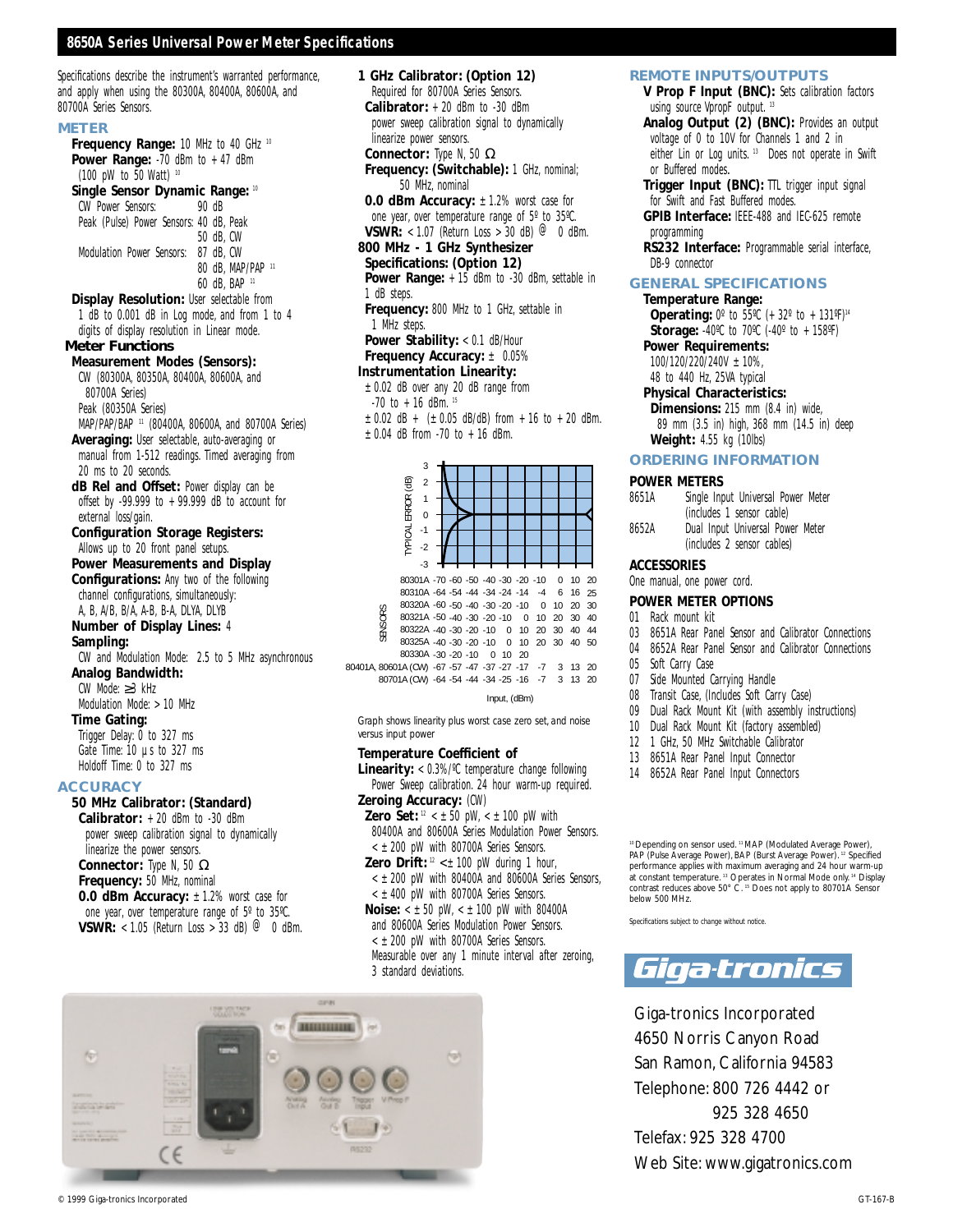# 8650A Series Universal Power Meter Specifications

Specifications describe the instrument's warranted performance, and apply when using the 80300A, 80400A, 80600A, and 80700A Series Sensors.

## METER

**Frequency Range:** 10 MHz to 40 GHz [10]

**Power Range:** -70 dBm to +47 dBm (100 pW to 50 Watt) [10]

**Single Sensor Dynamic Range:** [10]

- CW Power Sensors: 90 dB
- Peak (Pulse) Power Sensors: 40 dB, Peak; 50 dB, CW
- Modulation Power Sensors: 87 dB, CW; 80 dB, MAP/PAP [11]; 60 dB, BAP [11]

**Display Resolution:** User selectable from 1 dB to 0.001 dB in Log mode, and from 1 to 4 digits of display resolution in Linear mode.

### Meter Functions

**Measurement Modes (Sensors):**
CW (80300A, 80350A, 80400A, 80600A, and 80700A Series)
Peak (80350A Series)
MAP/PAP/BAP [11] (80400A, 80600A, and 80700A Series)

**Averaging:** User selectable, auto-averaging or manual from 1-512 readings. Timed averaging from 20 ms to 20 seconds.

**dB Rel and Offset:** Power display can be offset by -99.999 to +99.999 dB to account for external loss/gain.

**Configuration Storage Registers:** Allows up to 20 front panel setups.

**Power Measurements and Display Configurations:** Any two of the following channel configurations, simultaneously:
A, B, A/B, B/A, A-B, B-A, DLYA, DLYB

**Number of Display Lines:** 4

**Sampling:**
CW and Modulation Mode: 2.5 to 5 MHz asynchronous

**Analog Bandwidth:**
CW Mode: ≥3 kHz
Modulation Mode: >10 MHz

**Time Gating:**
Trigger Delay: 0 to 327 ms
Gate Time: 10 µs to 327 ms
Holdoff Time: 0 to 327 ms

## ACCURACY

**50 MHz Calibrator: (Standard)**

**Calibrator:** +20 dBm to -30 dBm power sweep calibration signal to dynamically linearize the power sensors.

**Connector:** Type N, 50 Ω

**Frequency:** 50 MHz, nominal

**0.0 dBm Accuracy:** ±1.2% worst case for one year, over temperature range of 5º to 35ºC.

**VSWR:** <1.05 (Return Loss >33 dB) @ 0 dBm.

**1 GHz Calibrator: (Option 12)**
Required for 80700A Series Sensors.

**Calibrator:** +20 dBm to -30 dBm power sweep calibration signal to dynamically linearize power sensors.

**Connector:** Type N, 50 Ω

**Frequency: (Switchable):** 1 GHz, nominal; 50 MHz, nominal

**0.0 dBm Accuracy:** ±1.2% worst case for one year, over temperature range of 5º to 35ºC.

**VSWR:** <1.07 (Return Loss >30 dB) @ 0 dBm.

**800 MHz - 1 GHz Synthesizer Specifications: (Option 12)**

**Power Range:** +15 dBm to -30 dBm, settable in 1 dB steps.

**Frequency:** 800 MHz to 1 GHz, settable in 1 MHz steps.

**Power Stability:** <0.1 dB/Hour

**Frequency Accuracy:** ± 0.05%

**Instrumentation Linearity:**
±0.02 dB over any 20 dB range from -70 to +16 dBm. [15]
±0.02 dB + (±0.05 dB/dB) from +16 to +20 dBm.
±0.04 dB from -70 to +16 dBm.

TYPICAL ERROR (dB)
3
2
1
0
-1
-2
-3

SENSORS
80301A -70 -60 -50 -40 -30 -20 -10 0 10 20
80310A -64 -54 -44 -34 -24 -14 -4 6 16 25
80320A -60 -50 -40 -30 -20 -10 0 10 20 30
80321A -50 -40 -30 -20 -10 0 10 20 30 40
80322A -40 -30 -20 -10 0 10 20 30 40 44
80325A -40 -30 -20 -10 0 10 20 30 40 50
80330A -30 -20 -10 0 10 20
80401A, 80601A (CW) -67 -57 -47 -37 -27 -17 -7 3 13 20
80701A (CW) -64 -54 -44 -34 -25 -16 -7 3 13 20
Input, (dBm)

Graph shows linearity plus worst case zero set, and noise versus input power

**Temperature Coefficient of Linearity:** <0.3%/ºC temperature change following Power Sweep calibration. 24 hour warm-up required.

**Zeroing Accuracy:** (CW)

**Zero Set:** [12] <±50 pW, <±100 pW with 80400A and 80600A Series Modulation Power Sensors. <±200 pW with 80700A Series Sensors.

**Zero Drift:** [12] <±100 pW during 1 hour, <±200 pW with 80400A and 80600A Series Sensors, <±400 pW with 80700A Series Sensors.

**Noise:** <±50 pW, <±100 pW with 80400A and 80600A Series Modulation Power Sensors. <±200 pW with 80700A Series Sensors. Measurable over any 1 minute interval after zeroing, 3 standard deviations.

## REMOTE INPUTS/OUTPUTS

**V Prop F Input (BNC):** Sets calibration factors using source VpropF output. [13]

**Analog Output (2) (BNC):** Provides an output voltage of 0 to 10V for Channels 1 and 2 in either Lin or Log units. [13] Does not operate in Swift or Buffered modes.

**Trigger Input (BNC):** TTL trigger input signal for Swift and Fast Buffered modes.

**GPIB Interface:** IEEE-488 and IEC-625 remote programming

**RS232 Interface:** Programmable serial interface, DB-9 connector

## GENERAL SPECIFICATIONS

**Temperature Range:**
**Operating:** 0º to 55ºC (+32º to +131ºF)[14]
**Storage:** -40ºC to 70ºC (-40º to +158ºF)

**Power Requirements:**
100/120/220/240V ±10%,
48 to 440 Hz, 25VA typical

**Physical Characteristics:**
**Dimensions:** 215 mm (8.4 in) wide, 89 mm (3.5 in) high, 368 mm (14.5 in) deep
**Weight:** 4.55 kg (10lbs)

## ORDERING INFORMATION

### POWER METERS

| | |
|---|---|
| 8651A | Single Input Universal Power Meter (includes 1 sensor cable) |
| 8652A | Dual Input Universal Power Meter (includes 2 sensor cables) |

### ACCESSORIES

One manual, one power cord.

### POWER METER OPTIONS

| | |
|---|---|
| 01 | Rack mount kit |
| 03 | 8651A Rear Panel Sensor and Calibrator Connections |
| 04 | 8652A Rear Panel Sensor and Calibrator Connections |
| 05 | Soft Carry Case |
| 07 | Side Mounted Carrying Handle |
| 08 | Transit Case, (Includes Soft Carry Case) |
| 09 | Dual Rack Mount Kit (with assembly instructions) |
| 10 | Dual Rack Mount Kit (factory assembled) |
| 12 | 1 GHz, 50 MHz Switchable Calibrator |
| 13 | 8651A Rear Panel Input Connector |
| 14 | 8652A Rear Panel Input Connectors |

[10] Depending on sensor used. [11] MAP (Modulated Average Power), PAP (Pulse Average Power), BAP (Burst Average Power). [12] Specified performance applies with maximum averaging and 24 hour warm-up at constant temperature. [13] Operates in Normal Mode only. [14] Display contrast reduces above 50° C. [15] Does not apply to 80701A Sensor below 500 MHz.

Specifications subject to change without notice.

Giga-tronics

Giga-tronics Incorporated
4650 Norris Canyon Road
San Ramon, California 94583
Telephone: 800 726 4442 or 925 328 4650
Telefax: 925 328 4700
Web Site: www.gigatronics.com

© 1999 Giga-tronics Incorporated

GT-167-B